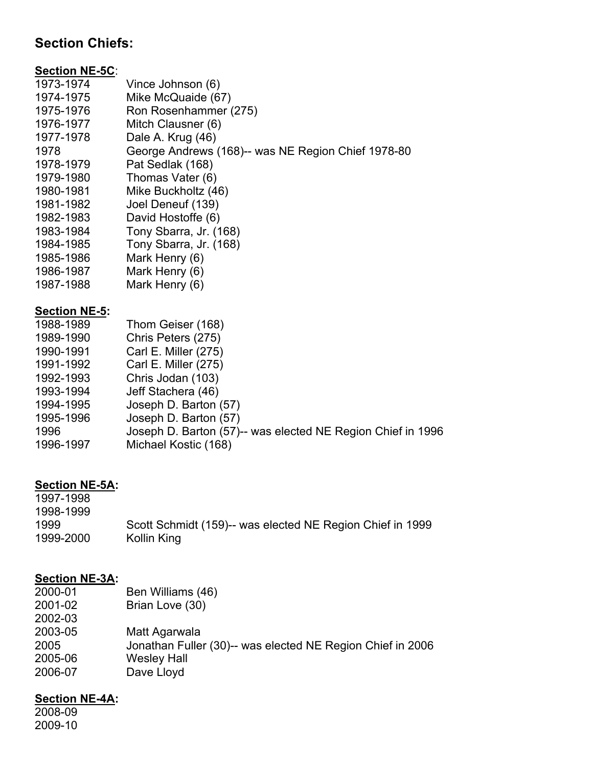## Section Chiefs:

**Section NE-5C**:

| | |
|---|---|
| 1973-1974 | Vince Johnson (6) |
| 1974-1975 | Mike McQuaide (67) |
| 1975-1976 | Ron Rosenhammer (275) |
| 1976-1977 | Mitch Clausner (6) |
| 1977-1978 | Dale A. Krug (46) |
| 1978 | George Andrews (168)-- was NE Region Chief 1978-80 |
| 1978-1979 | Pat Sedlak (168) |
| 1979-1980 | Thomas Vater (6) |
| 1980-1981 | Mike Buckholtz (46) |
| 1981-1982 | Joel Deneuf (139) |
| 1982-1983 | David Hostoffe (6) |
| 1983-1984 | Tony Sbarra, Jr. (168) |
| 1984-1985 | Tony Sbarra, Jr. (168) |
| 1985-1986 | Mark Henry (6) |
| 1986-1987 | Mark Henry (6) |
| 1987-1988 | Mark Henry (6) |

**Section NE-5:**

| | |
|---|---|
| 1988-1989 | Thom Geiser (168) |
| 1989-1990 | Chris Peters (275) |
| 1990-1991 | Carl E. Miller (275) |
| 1991-1992 | Carl E. Miller (275) |
| 1992-1993 | Chris Jodan (103) |
| 1993-1994 | Jeff Stachera (46) |
| 1994-1995 | Joseph D. Barton (57) |
| 1995-1996 | Joseph D. Barton (57) |
| 1996 | Joseph D. Barton (57)-- was elected NE Region Chief in 1996 |
| 1996-1997 | Michael Kostic (168) |

**Section NE-5A:**

| | |
|---|---|
| 1997-1998 | |
| 1998-1999 | |
| 1999 | Scott Schmidt (159)-- was elected NE Region Chief in 1999 |
| 1999-2000 | Kollin King |

**Section NE-3A:**

| | |
|---|---|
| 2000-01 | Ben Williams (46) |
| 2001-02 | Brian Love (30) |
| 2002-03 | |
| 2003-05 | Matt Agarwala |
| 2005 | Jonathan Fuller (30)-- was elected NE Region Chief in 2006 |
| 2005-06 | Wesley Hall |
| 2006-07 | Dave Lloyd |

**Section NE-4A:**

| | |
|---|---|
| 2008-09 | |
| 2009-10 | |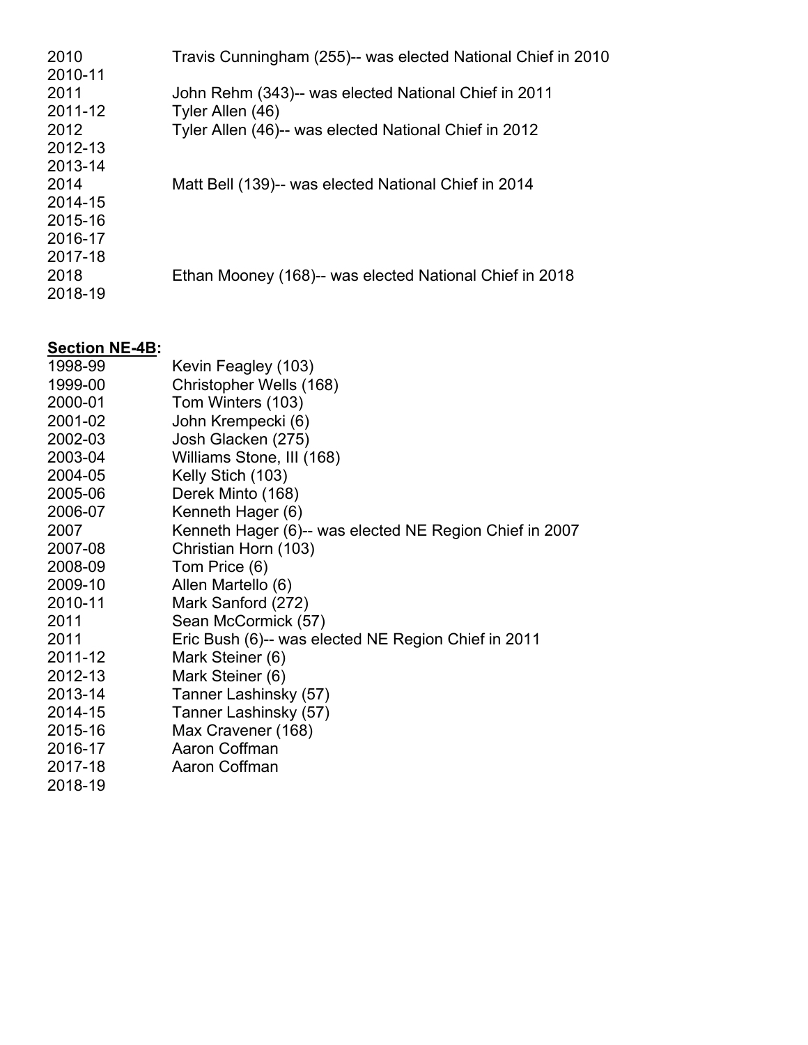| | |
|---|---|
| 2010 | Travis Cunningham (255)-- was elected National Chief in 2010 |
| 2010-11 | |
| 2011 | John Rehm (343)-- was elected National Chief in 2011 |
| 2011-12 | Tyler Allen (46) |
| 2012 | Tyler Allen (46)-- was elected National Chief in 2012 |
| 2012-13 | |
| 2013-14 | |
| 2014 | Matt Bell (139)-- was elected National Chief in 2014 |
| 2014-15 | |
| 2015-16 | |
| 2016-17 | |
| 2017-18 | |
| 2018 | Ethan Mooney (168)-- was elected National Chief in 2018 |
| 2018-19 | |

**Section NE-4B:**

| | |
|---|---|
| 1998-99 | Kevin Feagley (103) |
| 1999-00 | Christopher Wells (168) |
| 2000-01 | Tom Winters (103) |
| 2001-02 | John Krempecki (6) |
| 2002-03 | Josh Glacken (275) |
| 2003-04 | Williams Stone, III (168) |
| 2004-05 | Kelly Stich (103) |
| 2005-06 | Derek Minto (168) |
| 2006-07 | Kenneth Hager (6) |
| 2007 | Kenneth Hager (6)-- was elected NE Region Chief in 2007 |
| 2007-08 | Christian Horn (103) |
| 2008-09 | Tom Price (6) |
| 2009-10 | Allen Martello (6) |
| 2010-11 | Mark Sanford (272) |
| 2011 | Sean McCormick (57) |
| 2011 | Eric Bush (6)-- was elected NE Region Chief in 2011 |
| 2011-12 | Mark Steiner (6) |
| 2012-13 | Mark Steiner (6) |
| 2013-14 | Tanner Lashinsky (57) |
| 2014-15 | Tanner Lashinsky (57) |
| 2015-16 | Max Cravener (168) |
| 2016-17 | Aaron Coffman |
| 2017-18 | Aaron Coffman |
| 2018-19 | |